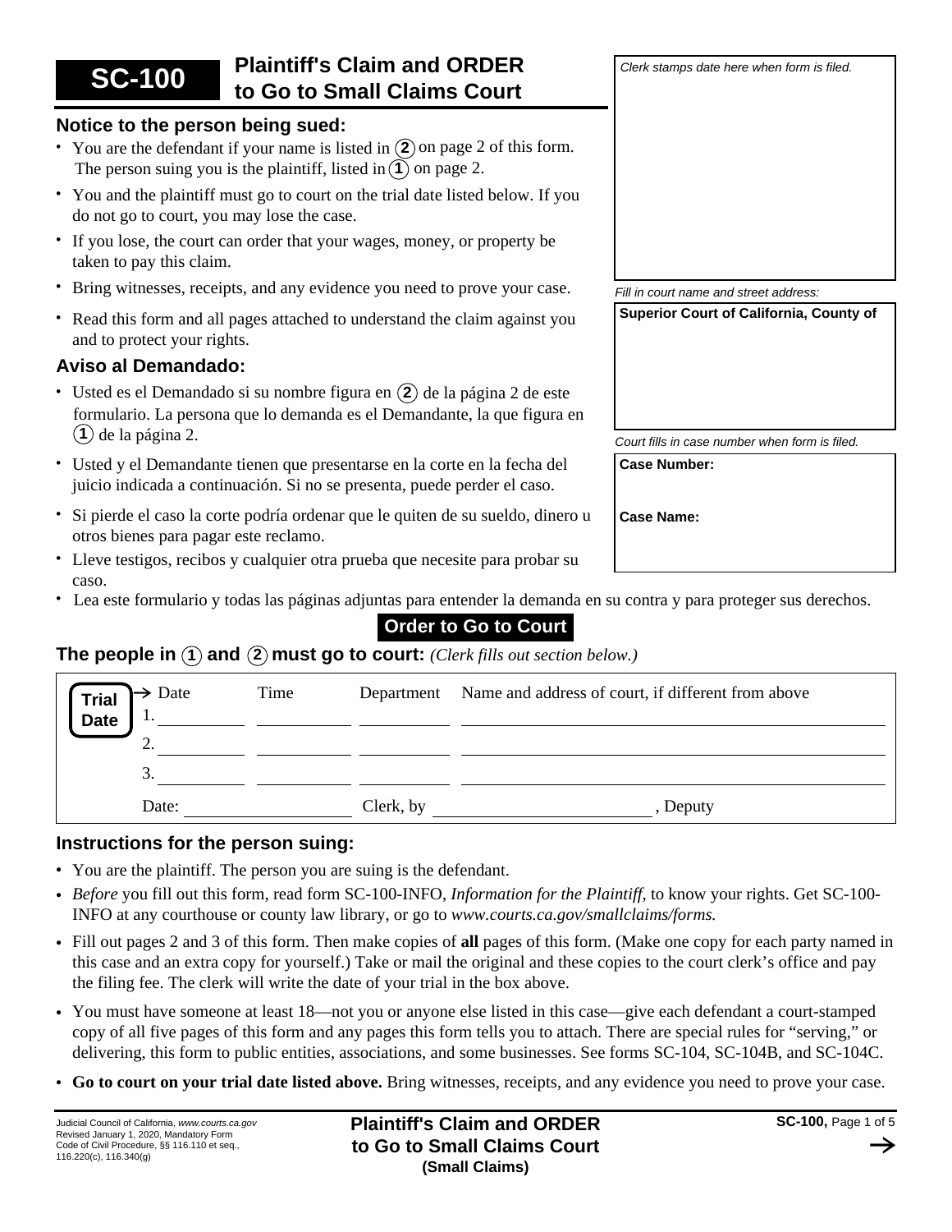# SC-100 Plaintiff's Claim and ORDER to Go to Small Claims Court

*Clerk stamps date here when form is filed.*

*Fill in court name and street address:*

**Superior Court of California, County of**

*Court fills in case number when form is filed.*

**Case Number:**

**Case Name:**

## Notice to the person being sued:

- You are the defendant if your name is listed in (2) on page 2 of this form. The person suing you is the plaintiff, listed in (1) on page 2.
- You and the plaintiff must go to court on the trial date listed below. If you do not go to court, you may lose the case.
- If you lose, the court can order that your wages, money, or property be taken to pay this claim.
- Bring witnesses, receipts, and any evidence you need to prove your case.
- Read this form and all pages attached to understand the claim against you and to protect your rights.

## Aviso al Demandado:

- Usted es el Demandado si su nombre figura en (2) de la página 2 de este formulario. La persona que lo demanda es el Demandante, la que figura en (1) de la página 2.
- Usted y el Demandante tienen que presentarse en la corte en la fecha del juicio indicada a continuación. Si no se presenta, puede perder el caso.
- Si pierde el caso la corte podría ordenar que le quiten de su sueldo, dinero u otros bienes para pagar este reclamo.
- Lleve testigos, recibos y cualquier otra prueba que necesite para probar su caso.
- Lea este formulario y todas las páginas adjuntas para entender la demanda en su contra y para proteger sus derechos.

## Order to Go to Court

**The people in (1) and (2) must go to court:** *(Clerk fills out section below.)*

| Trial Date | Date | Time | Department | Name and address of court, if different from above |
|---|---|---|---|---|
| | 1. | | | |
| | 2. | | | |
| | 3. | | | |

Date: ____________ Clerk, by ____________________, Deputy

## Instructions for the person suing:

- You are the plaintiff. The person you are suing is the defendant.
- *Before* you fill out this form, read form SC-100-INFO, *Information for the Plaintiff*, to know your rights. Get SC-100-INFO at any courthouse or county law library, or go to *www.courts.ca.gov/smallclaims/forms.*
- Fill out pages 2 and 3 of this form. Then make copies of **all** pages of this form. (Make one copy for each party named in this case and an extra copy for yourself.) Take or mail the original and these copies to the court clerk's office and pay the filing fee. The clerk will write the date of your trial in the box above.
- You must have someone at least 18—not you or anyone else listed in this case—give each defendant a court-stamped copy of all five pages of this form and any pages this form tells you to attach. There are special rules for "serving," or delivering, this form to public entities, associations, and some businesses. See forms SC-104, SC-104B, and SC-104C.
- **Go to court on your trial date listed above.** Bring witnesses, receipts, and any evidence you need to prove your case.

Judicial Council of California, *www.courts.ca.gov*
Revised January 1, 2020, Mandatory Form
Code of Civil Procedure, §§ 116.110 et seq., 116.220(c), 116.340(g)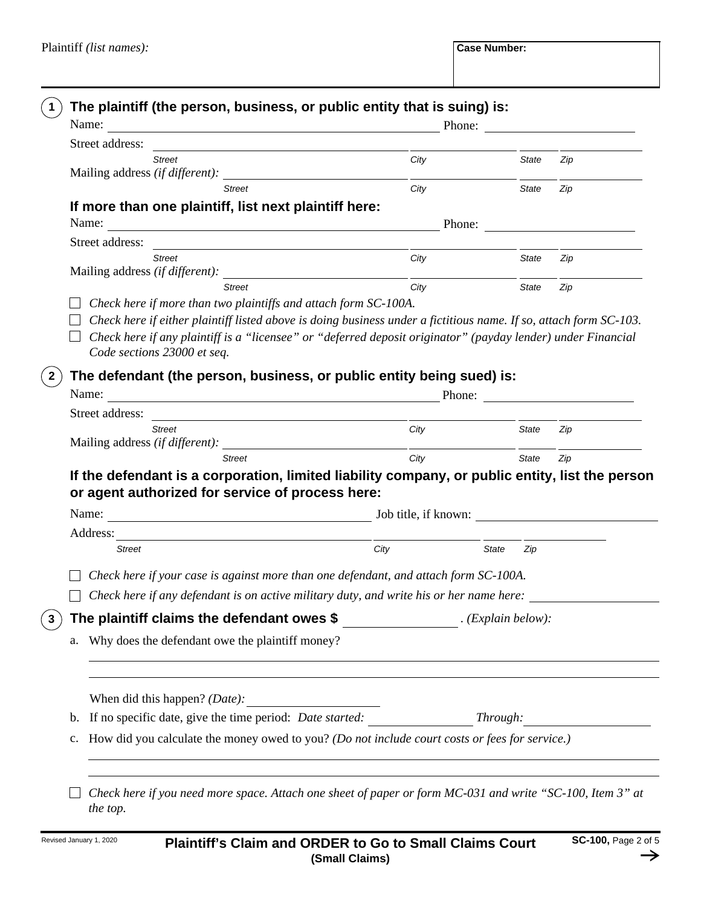Plaintiff *(list names):*

**Case Number:**

**1** **The plaintiff (the person, business, or public entity that is suing) is:**

Name: ______________________________ Phone: ______________

Street address: ______________________________
*Street* *City* *State* *Zip*

Mailing address *(if different):* ______________________________
*Street* *City* *State* *Zip*

**If more than one plaintiff, list next plaintiff here:**

Name: ______________________________ Phone: ______________

Street address: ______________________________
*Street* *City* *State* *Zip*

Mailing address *(if different):* ______________________________
*Street* *City* *State* *Zip*

☐ *Check here if more than two plaintiffs and attach form SC-100A.*

☐ *Check here if either plaintiff listed above is doing business under a fictitious name. If so, attach form SC-103.*

☐ *Check here if any plaintiff is a "licensee" or "deferred deposit originator" (payday lender) under Financial Code sections 23000 et seq.*

**2** **The defendant (the person, business, or public entity being sued) is:**

Name: ______________________________ Phone: ______________

Street address: ______________________________
*Street* *City* *State* *Zip*

Mailing address *(if different):* ______________________________
*Street* *City* *State* *Zip*

**If the defendant is a corporation, limited liability company, or public entity, list the person or agent authorized for service of process here:**

Name: ______________________________ Job title, if known: ______________

Address: ______________________________
*Street* *City* *State* *Zip*

☐ *Check here if your case is against more than one defendant, and attach form SC-100A.*

☐ *Check here if any defendant is on active military duty, and write his or her name here:* ______________

**3** **The plaintiff claims the defendant owes $** ______________ . *(Explain below):*

a. Why does the defendant owe the plaintiff money?

______________________________

______________________________

When did this happen? *(Date):* ______________

b. If no specific date, give the time period: *Date started:* ______________ *Through:* ______________

c. How did you calculate the money owed to you? *(Do not include court costs or fees for service.)*

______________________________

______________________________

☐ *Check here if you need more space. Attach one sheet of paper or form MC-031 and write "SC-100, Item 3" at the top.*

Revised January 1, 2020 **Plaintiff's Claim and ORDER to Go to Small Claims Court (Small Claims)** **SC-100,** Page 2 of 5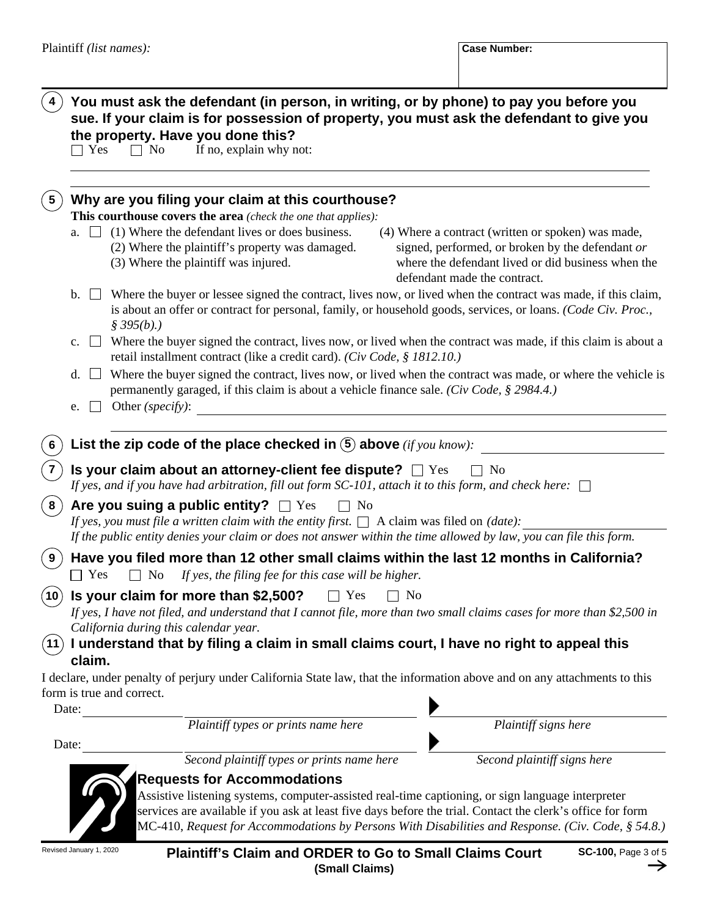Plaintiff *(list names):*

**Case Number:**

**4** **You must ask the defendant (in person, in writing, or by phone) to pay you before you sue. If your claim is for possession of property, you must ask the defendant to give you the property. Have you done this?**

☐ Yes ☐ No If no, explain why not:

**5** **Why are you filing your claim at this courthouse?**

**This courthouse covers the area** *(check the one that applies):*

a. ☐ (1) Where the defendant lives or does business.
(2) Where the plaintiff's property was damaged.
(3) Where the plaintiff was injured.
(4) Where a contract (written or spoken) was made, signed, performed, or broken by the defendant *or* where the defendant lived or did business when the defendant made the contract.

b. ☐ Where the buyer or lessee signed the contract, lives now, or lived when the contract was made, if this claim, is about an offer or contract for personal, family, or household goods, services, or loans. *(Code Civ. Proc., § 395(b).)*

c. ☐ Where the buyer signed the contract, lives now, or lived when the contract was made, if this claim is about a retail installment contract (like a credit card). *(Civ Code, § 1812.10.)*

d. ☐ Where the buyer signed the contract, lives now, or lived when the contract was made, or where the vehicle is permanently garaged, if this claim is about a vehicle finance sale. *(Civ Code, § 2984.4.)*

e. ☐ Other *(specify)*:

**6** **List the zip code of the place checked in (5) above** *(if you know):*

**7** **Is your claim about an attorney-client fee dispute?** ☐ Yes ☐ No

*If yes, and if you have had arbitration, fill out form SC-101, attach it to this form, and check here:* ☐

**8** **Are you suing a public entity?** ☐ Yes ☐ No

*If yes, you must file a written claim with the entity first.* ☐ A claim was filed on *(date):*

*If the public entity denies your claim or does not answer within the time allowed by law, you can file this form.*

**9** **Have you filed more than 12 other small claims within the last 12 months in California?**

☐ Yes ☐ No *If yes, the filing fee for this case will be higher.*

**10** **Is your claim for more than $2,500?** ☐ Yes ☐ No

*If yes, I have not filed, and understand that I cannot file, more than two small claims cases for more than $2,500 in California during this calendar year.*

**11** **I understand that by filing a claim in small claims court, I have no right to appeal this claim.**

I declare, under penalty of perjury under California State law, that the information above and on any attachments to this form is true and correct.

Date: ____________ ____________________ ▶ ____________________

*Plaintiff types or prints name here* *Plaintiff signs here*

Date: ____________ ____________________ ▶ ____________________

*Second plaintiff types or prints name here* *Second plaintiff signs here*

**Requests for Accommodations**

Assistive listening systems, computer-assisted real-time captioning, or sign language interpreter services are available if you ask at least five days before the trial. Contact the clerk's office for form MC-410, *Request for Accommodations by Persons With Disabilities and Response. (Civ. Code, § 54.8.)*

Revised January 1, 2020

**Plaintiff's Claim and ORDER to Go to Small Claims Court (Small Claims)**

**SC-100,**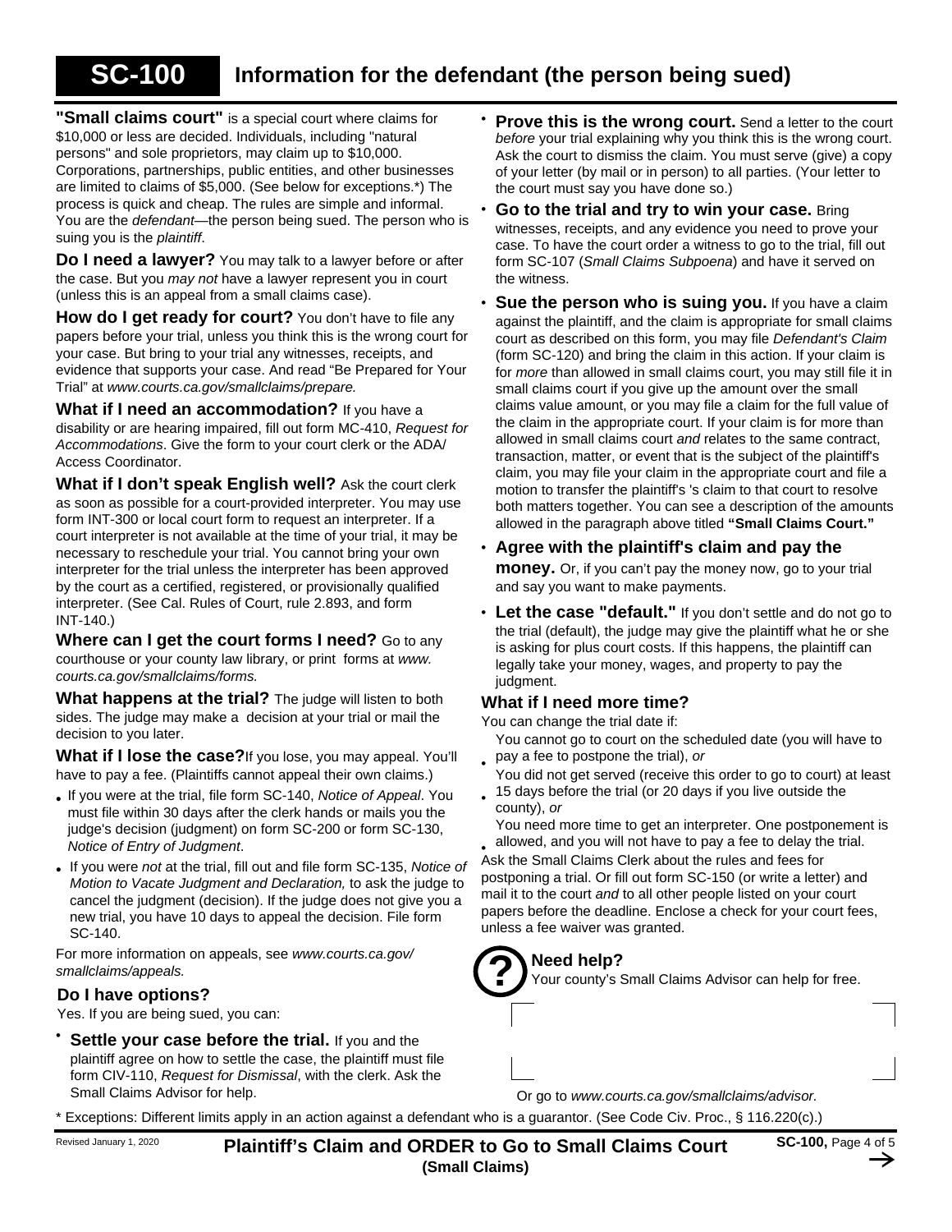# SC-100 Information for the defendant (the person being sued)

**"Small claims court"** is a special court where claims for $10,000 or less are decided. Individuals, including "natural persons" and sole proprietors, may claim up to $10,000. Corporations, partnerships, public entities, and other businesses are limited to claims of $5,000. (See below for exceptions.*) The process is quick and cheap. The rules are simple and informal. You are the *defendant*—the person being sued. The person who is suing you is the *plaintiff*.

**Do I need a lawyer?** You may talk to a lawyer before or after the case. But you *may not* have a lawyer represent you in court (unless this is an appeal from a small claims case).

**How do I get ready for court?** You don't have to file any papers before your trial, unless you think this is the wrong court for your case. But bring to your trial any witnesses, receipts, and evidence that supports your case. And read "Be Prepared for Your Trial" at *www.courts.ca.gov/smallclaims/prepare.*

**What if I need an accommodation?** If you have a disability or are hearing impaired, fill out form MC-410, *Request for Accommodations*. Give the form to your court clerk or the ADA/ Access Coordinator.

**What if I don't speak English well?** Ask the court clerk as soon as possible for a court-provided interpreter. You may use form INT-300 or local court form to request an interpreter. If a court interpreter is not available at the time of your trial, it may be necessary to reschedule your trial. You cannot bring your own interpreter for the trial unless the interpreter has been approved by the court as a certified, registered, or provisionally qualified interpreter. (See Cal. Rules of Court, rule 2.893, and form INT-140.)

**Where can I get the court forms I need?** Go to any courthouse or your county law library, or print forms at *www. courts.ca.gov/smallclaims/forms.*

**What happens at the trial?** The judge will listen to both sides. The judge may make a decision at your trial or mail the decision to you later.

**What if I lose the case?** If you lose, you may appeal. You'll have to pay a fee. (Plaintiffs cannot appeal their own claims.)

- If you were at the trial, file form SC-140, *Notice of Appeal*. You must file within 30 days after the clerk hands or mails you the judge's decision (judgment) on form SC-200 or form SC-130, *Notice of Entry of Judgment*.
- If you were *not* at the trial, fill out and file form SC-135, *Notice of Motion to Vacate Judgment and Declaration,* to ask the judge to cancel the judgment (decision). If the judge does not give you a new trial, you have 10 days to appeal the decision. File form SC-140.

For more information on appeals, see *www.courts.ca.gov/ smallclaims/appeals.*

### Do I have options?

Yes. If you are being sued, you can:

- **Settle your case before the trial.** If you and the plaintiff agree on how to settle the case, the plaintiff must file form CIV-110, *Request for Dismissal*, with the clerk. Ask the Small Claims Advisor for help.
- **Prove this is the wrong court.** Send a letter to the court *before* your trial explaining why you think this is the wrong court. Ask the court to dismiss the claim. You must serve (give) a copy of your letter (by mail or in person) to all parties. (Your letter to the court must say you have done so.)
- **Go to the trial and try to win your case.** Bring witnesses, receipts, and any evidence you need to prove your case. To have the court order a witness to go to the trial, fill out form SC-107 (*Small Claims Subpoena*) and have it served on the witness.
- **Sue the person who is suing you.** If you have a claim against the plaintiff, and the claim is appropriate for small claims court as described on this form, you may file *Defendant's Claim* (form SC-120) and bring the claim in this action. If your claim is for *more* than allowed in small claims court, you may still file it in small claims court if you give up the amount over the small claims value amount, or you may file a claim for the full value of the claim in the appropriate court. If your claim is for more than allowed in small claims court *and* relates to the same contract, transaction, matter, or event that is the subject of the plaintiff's claim, you may file your claim in the appropriate court and file a motion to transfer the plaintiff's 's claim to that court to resolve both matters together. You can see a description of the amounts allowed in the paragraph above titled **"Small Claims Court."**
- **Agree with the plaintiff's claim and pay the money.** Or, if you can't pay the money now, go to your trial and say you want to make payments.
- **Let the case "default."** If you don't settle and do not go to the trial (default), the judge may give the plaintiff what he or she is asking for plus court costs. If this happens, the plaintiff can legally take your money, wages, and property to pay the judgment.

### What if I need more time?

You can change the trial date if:

- You cannot go to court on the scheduled date (you will have to pay a fee to postpone the trial), *or*
- You did not get served (receive this order to go to court) at least 15 days before the trial (or 20 days if you live outside the county), *or*
- You need more time to get an interpreter. One postponement is allowed, and you will not have to pay a fee to delay the trial.

Ask the Small Claims Clerk about the rules and fees for postponing a trial. Or fill out form SC-150 (or write a letter) and mail it to the court *and* to all other people listed on your court papers before the deadline. Enclose a check for your court fees, unless a fee waiver was granted.

**Need help?**
Your county's Small Claims Advisor can help for free.

Or go to *www.courts.ca.gov/smallclaims/advisor.*

\* Exceptions: Different limits apply in an action against a defendant who is a guarantor. (See Code Civ. Proc., § 116.220(c).)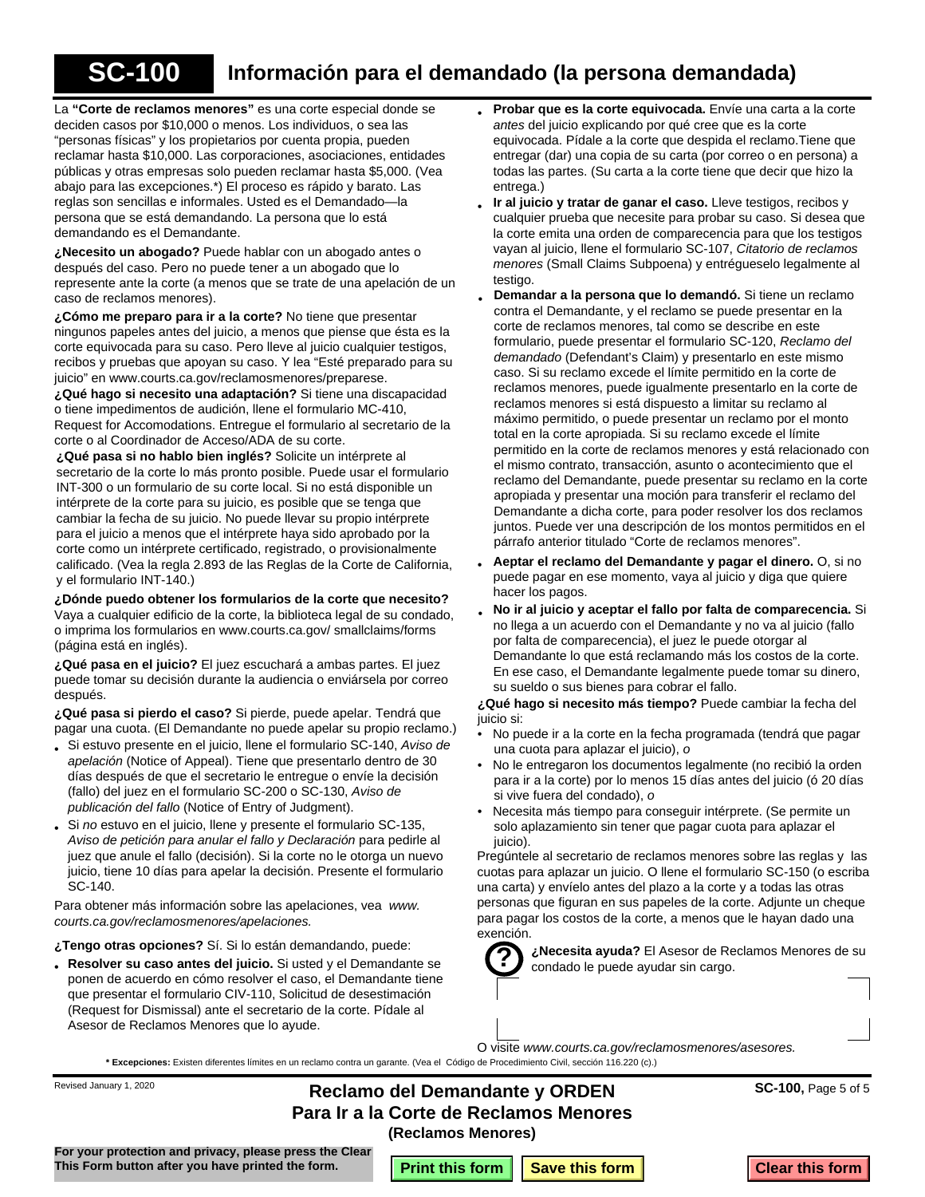# SC-100 Información para el demandado (la persona demandada)

La **"Corte de reclamos menores"** es una corte especial donde se deciden casos por $10,000 o menos. Los individuos, o sea las "personas físicas" y los propietarios por cuenta propia, pueden reclamar hasta $10,000. Las corporaciones, asociaciones, entidades públicas y otras empresas solo pueden reclamar hasta $5,000. (Vea abajo para las excepciones.*) El proceso es rápido y barato. Las reglas son sencillas e informales. Usted es el Demandado—la persona que se está demandando. La persona que lo está demandando es el Demandante.

**¿Necesito un abogado?** Puede hablar con un abogado antes o después del caso. Pero no puede tener a un abogado que lo represente ante la corte (a menos que se trate de una apelación de un caso de reclamos menores).

**¿Cómo me preparo para ir a la corte?** No tiene que presentar ningunos papeles antes del juicio, a menos que piense que ésta es la corte equivocada para su caso. Pero lleve al juicio cualquier testigos, recibos y pruebas que apoyan su caso. Y lea "Esté preparado para su juicio" en www.courts.ca.gov/reclamosmenores/preparese.

**¿Qué hago si necesito una adaptación?** Si tiene una discapacidad o tiene impedimentos de audición, llene el formulario MC-410, Request for Accomodations. Entregue el formulario al secretario de la corte o al Coordinador de Acceso/ADA de su corte.

**¿Qué pasa si no hablo bien inglés?** Solicite un intérprete al secretario de la corte lo más pronto posible. Puede usar el formulario INT-300 o un formulario de su corte local. Si no está disponible un intérprete de la corte para su juicio, es posible que se tenga que cambiar la fecha de su juicio. No puede llevar su propio intérprete para el juicio a menos que el intérprete haya sido aprobado por la corte como un intérprete certificado, registrado, o provisionalmente calificado. (Vea la regla 2.893 de las Reglas de la Corte de California, y el formulario INT-140.)

**¿Dónde puedo obtener los formularios de la corte que necesito?** Vaya a cualquier edificio de la corte, la biblioteca legal de su condado, o imprima los formularios en www.courts.ca.gov/ smallclaims/forms (página está en inglés).

**¿Qué pasa en el juicio?** El juez escuchará a ambas partes. El juez puede tomar su decisión durante la audiencia o enviársela por correo después.

**¿Qué pasa si pierdo el caso?** Si pierde, puede apelar. Tendrá que pagar una cuota. (El Demandante no puede apelar su propio reclamo.)

- Si estuvo presente en el juicio, llene el formulario SC-140, *Aviso de apelación* (Notice of Appeal). Tiene que presentarlo dentro de 30 días después de que el secretario le entregue o envíe la decisión (fallo) del juez en el formulario SC-200 o SC-130, *Aviso de publicación del fallo* (Notice of Entry of Judgment).
- Si *no* estuvo en el juicio, llene y presente el formulario SC-135, *Aviso de petición para anular el fallo y Declaración* para pedirle al juez que anule el fallo (decisión). Si la corte no le otorga un nuevo juicio, tiene 10 días para apelar la decisión. Presente el formulario SC-140.

Para obtener más información sobre las apelaciones, vea *www.courts.ca.gov/reclamosmenores/apelaciones.*

**¿Tengo otras opciones?** Sí. Si lo están demandando, puede:

- **Resolver su caso antes del juicio.** Si usted y el Demandante se ponen de acuerdo en cómo resolver el caso, el Demandante tiene que presentar el formulario CIV-110, Solicitud de desestimación (Request for Dismissal) ante el secretario de la corte. Pídale al Asesor de Reclamos Menores que lo ayude.
- **Probar que es la corte equivocada.** Envíe una carta a la corte *antes* del juicio explicando por qué cree que es la corte equivocada. Pídale a la corte que despida el reclamo.Tiene que entregar (dar) una copia de su carta (por correo o en persona) a todas las partes. (Su carta a la corte tiene que decir que hizo la entrega.)
- **Ir al juicio y tratar de ganar el caso.** Lleve testigos, recibos y cualquier prueba que necesite para probar su caso. Si desea que la corte emita una orden de comparecencia para que los testigos vayan al juicio, llene el formulario SC-107, *Citatorio de reclamos menores* (Small Claims Subpoena) y entrégueselo legalmente al testigo.
- **Demandar a la persona que lo demandó.** Si tiene un reclamo contra el Demandante, y el reclamo se puede presentar en la corte de reclamos menores, tal como se describe en este formulario, puede presentar el formulario SC-120, *Reclamo del demandado* (Defendant's Claim) y presentarlo en este mismo caso. Si su reclamo excede el límite permitido en la corte de reclamos menores, puede igualmente presentarlo en la corte de reclamos menores si está dispuesto a limitar su reclamo al máximo permitido, o puede presentar un reclamo por el monto total en la corte apropiada. Si su reclamo excede el límite permitido en la corte de reclamos menores y está relacionado con el mismo contrato, transacción, asunto o acontecimiento que el reclamo del Demandante, puede presentar su reclamo en la corte apropiada y presentar una moción para transferir el reclamo del Demandante a dicha corte, para poder resolver los dos reclamos juntos. Puede ver una descripción de los montos permitidos en el párrafo anterior titulado "Corte de reclamos menores".
- **Aceptar el reclamo del Demandante y pagar el dinero.** O, si no puede pagar en ese momento, vaya al juicio y diga que quiere hacer los pagos.
- **No ir al juicio y aceptar el fallo por falta de comparecencia.** Si no llega a un acuerdo con el Demandante y no va al juicio (fallo por falta de comparecencia), el juez le puede otorgar al Demandante lo que está reclamando más los costos de la corte. En ese caso, el Demandante legalmente puede tomar su dinero, su sueldo o sus bienes para cobrar el fallo.

**¿Qué hago si necesito más tiempo?** Puede cambiar la fecha del juicio si:

- No puede ir a la corte en la fecha programada (tendrá que pagar una cuota para aplazar el juicio), *o*
- No le entregaron los documentos legalmente (no recibió la orden para ir a la corte) por lo menos 15 días antes del juicio (ó 20 días si vive fuera del condado), *o*
- Necesita más tiempo para conseguir intérprete. (Se permite un solo aplazamiento sin tener que pagar cuota para aplazar el juicio).

Pregúntele al secretario de reclamos menores sobre las reglas y las cuotas para aplazar un juicio. O llene el formulario SC-150 (o escriba una carta) y envíelo antes del plazo a la corte y a todas las otras personas que figuran en sus papeles de la corte. Adjunte un cheque para pagar los costos de la corte, a menos que le hayan dado una exención.

**¿Necesita ayuda?** El Asesor de Reclamos Menores de su condado le puede ayudar sin cargo.

O visite *www.courts.ca.gov/reclamosmenores/asesores.*

**\* Excepciones:** Existen diferentes límites en un reclamo contra un garante. (Vea el Código de Procedimiento Civil, sección 116.220 (c).)

Revised January 1, 2020

**Reclamo del Demandante y ORDEN Para Ir a la Corte de Reclamos Menores**
**(Reclamos Menores)**

**For your protection and privacy, please press the Clear This Form button after you have printed the form.**

Print this form | Save this form | Clear this form